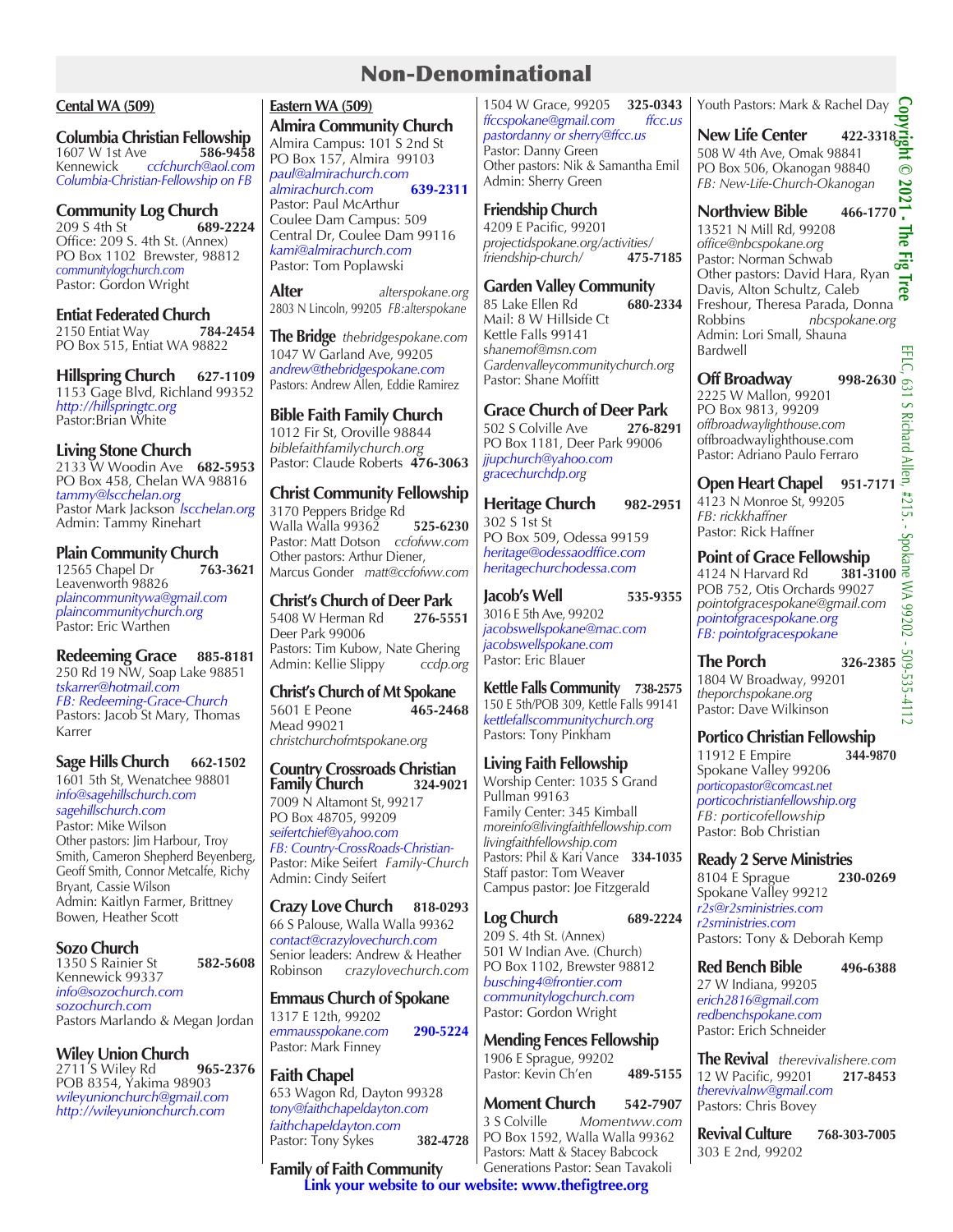# Non-Denominational

## Cental WA (509)

**Columbia Christian Fellowship**
1607 W 1st Ave **586-9458**
Kennewick *ccfchurch@aol.com*
*Columbia-Christian-Fellowship on FB*

**Community Log Church**
209 S 4th St **689-2224**
Office: 209 S. 4th St. (Annex)
PO Box 1102 Brewster, 98812
*communitylogchurch.com*
Pastor: Gordon Wright

**Entiat Federated Church**
2150 Entiat Way **784-2454**
PO Box 515, Entiat WA 98822

**Hillspring Church** **627-1109**
1153 Gage Blvd, Richland 99352
*http://hillspringtc.org*
Pastor:Brian White

**Living Stone Church**
2133 W Woodin Ave **682-5953**
PO Box 458, Chelan WA 98816
*tammy@lscchelan.org*
Pastor Mark Jackson *lscchelan.org*
Admin: Tammy Rinehart

**Plain Community Church**
12565 Chapel Dr **763-3621**
Leavenworth 98826
*plaincommunitywa@gmail.com*
*plaincommunitychurch.org*
Pastor: Eric Warthen

**Redeeming Grace** **885-8181**
250 Rd 19 NW, Soap Lake 98851
*tskarrer@hotmail.com*
*FB: Redeeming-Grace-Church*
Pastors: Jacob St Mary, Thomas Karrer

**Sage Hills Church** **662-1502**
1601 5th St, Wenatchee 98801
*info@sagehillschurch.com*
*sagehillschurch.com*
Pastor: Mike Wilson
Other pastors: Jim Harbour, Troy Smith, Cameron Shepherd Beyenberg, Geoff Smith, Connor Metcalfe, Richy Bryant, Cassie Wilson
Admin: Kaitlyn Farmer, Brittney Bowen, Heather Scott

**Sozo Church**
1350 S Rainier St **582-5608**
Kennewick 99337
*info@sozochurch.com*
*sozochurch.com*
Pastors Marlando & Megan Jordan

**Wiley Union Church**
2711 S Wiley Rd **965-2376**
POB 8354, Yakima 98903
*wileyunionchurch@gmail.com*
*http://wileyunionchurch.com*

## Eastern WA (509)

**Almira Community Church**
Almira Campus: 101 S 2nd St
PO Box 157, Almira 99103
*paul@almirachurch.com*
*almirachurch.com* **639-2311**
Pastor: Paul McArthur
Coulee Dam Campus: 509 Central Dr, Coulee Dam 99116
*kami@almirachurch.com*
Pastor: Tom Poplawski

**Alter** *alterspokane.org*
2803 N Lincoln, 99205 *FB:alterspokane*

**The Bridge** *thebridgespokane.com*
1047 W Garland Ave, 99205
*andrew@thebridgespokane.com*
Pastors: Andrew Allen, Eddie Ramirez

**Bible Faith Family Church**
1012 Fir St, Oroville 98844
*biblefaithfamilychurch.org*
Pastor: Claude Roberts **476-3063**

**Christ Community Fellowship**
3170 Peppers Bridge Rd
Walla Walla 99362 **525-6230**
Pastor: Matt Dotson *ccfofww.com*
Other pastors: Arthur Diener, Marcus Gonder *matt@ccfofww.com*

**Christ's Church of Deer Park**
5408 W Herman Rd **276-5551**
Deer Park 99006
Pastors: Tim Kubow, Nate Ghering
Admin: Kellie Slippy *ccdp.org*

**Christ's Church of Mt Spokane**
5601 E Peone **465-2468**
Mead 99021
*christchurchofmtspokane.org*

**Country Crossroads Christian Family Church** **324-9021**
7009 N Altamont St, 99217
PO Box 48705, 99209
*seifertchief@yahoo.com*
*FB: Country-CrossRoads-Christian-*
Pastor: Mike Seifert *Family-Church*
Admin: Cindy Seifert

**Crazy Love Church** **818-0293**
66 S Palouse, Walla Walla 99362
*contact@crazylovechurch.com*
Senior leaders: Andrew & Heather Robinson *crazylovechurch.com*

**Emmaus Church of Spokane**
1317 E 12th, 99202
*emmausspokane.com* **290-5224**
Pastor: Mark Finney

**Faith Chapel**
653 Wagon Rd, Dayton 99328
*tony@faithchapeldayton.com*
*faithchapeldayton.com*
Pastor: Tony Sykes **382-4728**

**Family of Faith Community**
1504 W Grace, 99205 **325-0343**
*ffccspokane@gmail.com* *ffcc.us*
*pastordanny or sherry@ffcc.us*
Pastor: Danny Green
Other pastors: Nik & Samantha Emil
Admin: Sherry Green

**Friendship Church**
4209 E Pacific, 99201
*projectidspokane.org/activities/friendship-church/* **475-7185**

**Garden Valley Community**
85 Lake Ellen Rd **680-2334**
Mail: 8 W Hillside Ct
Kettle Falls 99141
*shanemof@msn.com*
*Gardenvalleycommunitychurch.org*
Pastor: Shane Moffitt

**Grace Church of Deer Park**
502 S Colville Ave **276-8291**
PO Box 1181, Deer Park 99006
*jjupchurch@yahoo.com*
*gracechurchdp.org*

**Heritage Church** **982-2951**
302 S 1st St
PO Box 509, Odessa 99159
*heritage@odessaodffice.com*
*heritagechurchodessa.com*

**Jacob's Well** **535-9355**
3016 E 5th Ave, 99202
*jacobswellspokane@mac.com*
*jacobswellspokane.com*
Pastor: Eric Blauer

**Kettle Falls Community** **738-2575**
150 E 5th/POB 309, Kettle Falls 99141
*kettlefallscommunitychurch.org*
Pastors: Tony Pinkham

**Living Faith Fellowship**
Worship Center: 1035 S Grand
Pullman 99163
Family Center: 345 Kimball
*moreinfo@livingfaithfellowship.com*
*livingfaithfellowship.com*
Pastors: Phil & Kari Vance **334-1035**
Staff pastor: Tom Weaver
Campus pastor: Joe Fitzgerald

**Log Church** **689-2224**
209 S. 4th St. (Annex)
501 W Indian Ave. (Church)
PO Box 1102, Brewster 98812
*busching4@frontier.com*
*communitylogchurch.com*
Pastor: Gordon Wright

**Mending Fences Fellowship**
1906 E Sprague, 99202
Pastor: Kevin Ch'en **489-5155**

**Moment Church** **542-7907**
3 S Colville *Momentww.com*
PO Box 1592, Walla Walla 99362
Pastors: Matt & Stacey Babcock
Generations Pastor: Sean Tavakoli
Youth Pastors: Mark & Rachel Day

**New Life Center** **422-3318**
508 W 4th Ave, Omak 98841
PO Box 506, Okanogan 98840
*FB: New-Life-Church-Okanogan*

**Northview Bible** **466-1770**
13521 N Mill Rd, 99208
*office@nbcspokane.org*
Pastor: Norman Schwab
Other pastors: David Hara, Ryan Davis, Alton Schultz, Caleb Freshour, Theresa Parada, Donna Robbins *nbcspokane.org*
Admin: Lori Small, Shauna Bardwell

**Off Broadway** **998-2630**
2225 W Mallon, 99201
PO Box 9813, 99209
*offbroadwaylighthouse.com*
offbroadwaylighthouse.com
Pastor: Adriano Paulo Ferraro

**Open Heart Chapel** **951-7171**
4123 N Monroe St, 99205
*FB: rickkhaffner*
Pastor: Rick Haffner

**Point of Grace Fellowship**
4124 N Harvard Rd **381-3100**
POB 752, Otis Orchards 99027
*pointofgracespokane@gmail.com*
*pointofgracespokane.org*
*FB: pointofgracespokane*

**The Porch** **326-2385**
1804 W Broadway, 99201
*theporchspokane.org*
Pastor: Dave Wilkinson

**Portico Christian Fellowship**
11912 E Empire **344-9870**
Spokane Valley 99206
*porticopastor@comcast.net*
*porticochristianfellowship.org*
*FB: porticofellowship*
Pastor: Bob Christian

**Ready 2 Serve Ministries**
8104 E Sprague **230-0269**
Spokane Valley 99212
*r2s@r2sministries.com*
*r2sministries.com*
Pastors: Tony & Deborah Kemp

**Red Bench Bible** **496-6388**
27 W Indiana, 99205
*erich2816@gmail.com*
*redbenchspokane.com*
Pastor: Erich Schneider

**The Revival** *therevivalishere.com*
12 W Pacific, 99201 **217-8453**
*therevivalnw@gmail.com*
Pastors: Chris Bovey

**Revival Culture** **768-303-7005**
303 E 2nd, 99202

**Link your website to our website: www.thefigtree.org**

Copyright © 2021 - The Fig Tree
EFLC, 631 S Richard Allen, #215 - Spokane WA 99202 - 509-535-4112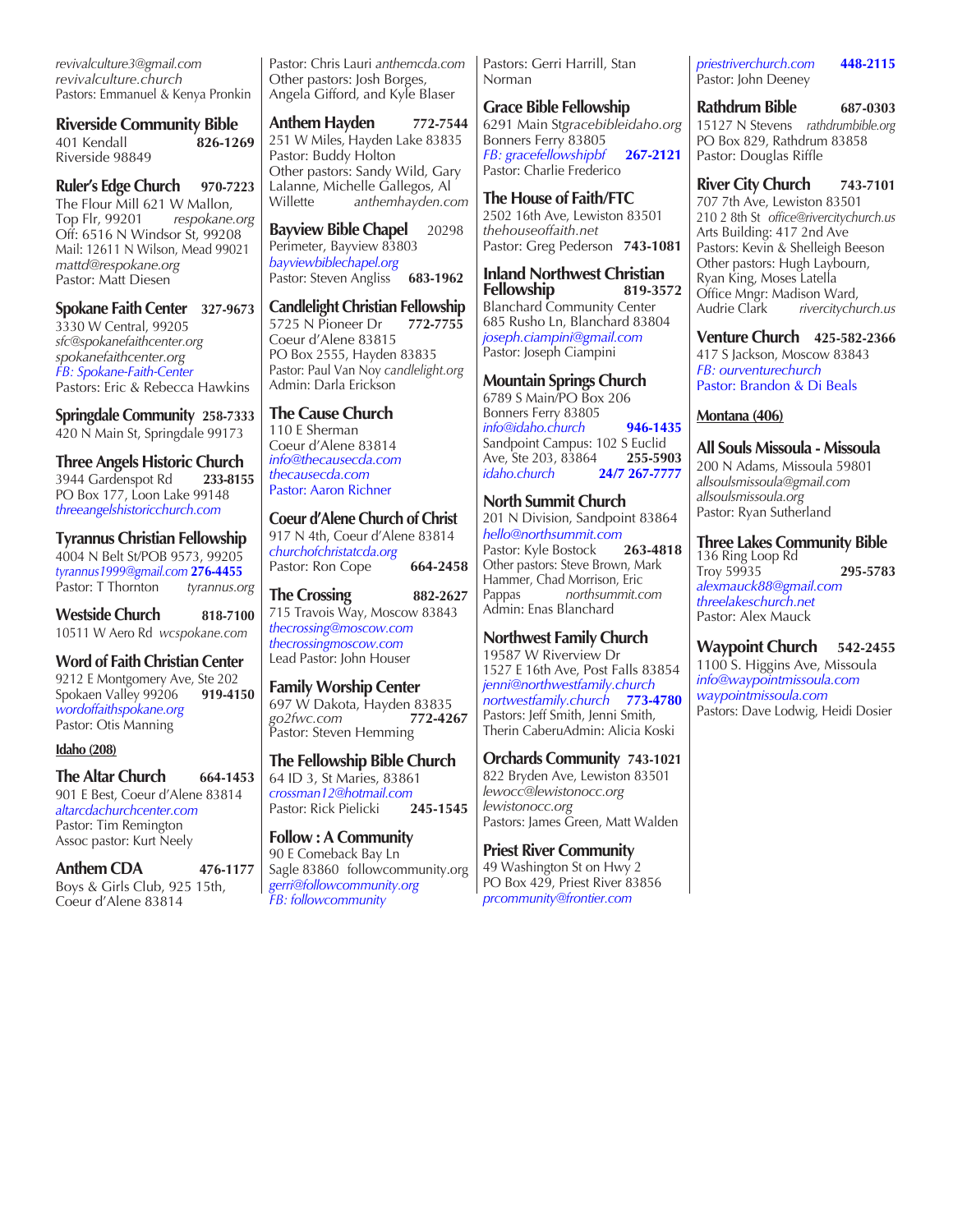*revivalculture3@gmail.com*
*revivalculture.church*
Pastors: Emmanuel & Kenya Pronkin

**Riverside Community Bible**
401 Kendall **826-1269**
Riverside 98849

**Ruler's Edge Church 970-7223**
The Flour Mill 621 W Mallon, Top Flr, 99201 *respokane.org*
Off: 6516 N Windsor St, 99208
Mail: 12611 N Wilson, Mead 99021
*mattd@respokane.org*
Pastor: Matt Diesen

**Spokane Faith Center 327-9673**
3330 W Central, 99205
*sfc@spokanefaithcenter.org*
*spokanefaithcenter.org*
*FB: Spokane-Faith-Center*
Pastors: Eric & Rebecca Hawkins

**Springdale Community 258-7333**
420 N Main St, Springdale 99173

**Three Angels Historic Church**
3944 Gardenspot Rd **233-8155**
PO Box 177, Loon Lake 99148
*threeangelshistoricchurch.com*

**Tyrannus Christian Fellowship**
4004 N Belt St/POB 9573, 99205
*tyrannus1999@gmail.com* **276-4455**
Pastor: T Thornton *tyrannus.org*

**Westside Church 818-7100**
10511 W Aero Rd *wcspokane.com*

**Word of Faith Christian Center**
9212 E Montgomery Ave, Ste 202
Spokaen Valley 99206 **919-4150**
*wordoffaithspokane.org*
Pastor: Otis Manning

**Idaho (208)**

**The Altar Church 664-1453**
901 E Best, Coeur d'Alene 83814
*altarcdachurchcenter.com*
Pastor: Tim Remington
Assoc pastor: Kurt Neely

**Anthem CDA 476-1177**
Boys & Girls Club, 925 15th, Coeur d'Alene 83814
Pastor: Chris Lauri *anthemcda.com*
Other pastors: Josh Borges, Angela Gifford, and Kyle Blaser

**Anthem Hayden 772-7544**
251 W Miles, Hayden Lake 83835
Pastor: Buddy Holton
Other pastors: Sandy Wild, Gary Lalanne, Michelle Gallegos, Al Willette *anthemhayden.com*

**Bayview Bible Chapel** 20298 Perimeter, Bayview 83803
*bayviewbiblechapel.org*
Pastor: Steven Angliss **683-1962**

**Candlelight Christian Fellowship**
5725 N Pioneer Dr **772-7755**
Coeur d'Alene 83815
PO Box 2555, Hayden 83835
Pastor: Paul Van Noy *candlelight.org*
Admin: Darla Erickson

**The Cause Church**
110 E Sherman
Coeur d'Alene 83814
*info@thecausecda.com*
*thecausecda.com*
Pastor: Aaron Richner

**Coeur d'Alene Church of Christ**
917 N 4th, Coeur d'Alene 83814
*churchofchristatcda.org*
Pastor: Ron Cope **664-2458**

**The Crossing 882-2627**
715 Travois Way, Moscow 83843
*thecrossing@moscow.com*
*thecrossingmoscow.com*
Lead Pastor: John Houser

**Family Worship Center**
697 W Dakota, Hayden 83835
*go2fwc.com* **772-4267**
Pastor: Steven Hemming

**The Fellowship Bible Church**
64 ID 3, St Maries, 83861
*crossman12@hotmail.com*
Pastor: Rick Pielicki **245-1545**

**Follow : A Community**
90 E Comeback Bay Ln
Sagle 83860 followcommunity.org
*gerri@followcommunity.org*
*FB: followcommunity*
Pastors: Gerri Harrill, Stan Norman

**Grace Bible Fellowship**
6291 Main St*gracebibleidaho.org*
Bonners Ferry 83805
*FB: gracefellowshipbf* **267-2121**
Pastor: Charlie Frederico

**The House of Faith/FTC**
2502 16th Ave, Lewiston 83501
*thehouseoffaith.net*
Pastor: Greg Pederson **743-1081**

**Inland Northwest Christian Fellowship 819-3572**
Blanchard Community Center
685 Rusho Ln, Blanchard 83804
*joseph.ciampini@gmail.com*
Pastor: Joseph Ciampini

**Mountain Springs Church**
6789 S Main/PO Box 206
Bonners Ferry 83805
*info@idaho.church* **946-1435**
Sandpoint Campus: 102 S Euclid Ave, Ste 203, 83864 **255-5903**
*idaho.church* **24/7 267-7777**

**North Summit Church**
201 N Division, Sandpoint 83864
*hello@northsummit.com*
Pastor: Kyle Bostock **263-4818**
Other pastors: Steve Brown, Mark Hammer, Chad Morrison, Eric Pappas *northsummit.com*
Admin: Enas Blanchard

**Northwest Family Church**
19587 W Riverview Dr
1527 E 16th Ave, Post Falls 83854
*jenni@northwestfamily.church*
*nortwestfamily.church* **773-4780**
Pastors: Jeff Smith, Jenni Smith, Therin CaberuAdmin: Alicia Koski

**Orchards Community 743-1021**
822 Bryden Ave, Lewiston 83501
*lewocc@lewistonocc.org*
*lewistonocc.org*
Pastors: James Green, Matt Walden

**Priest River Community**
49 Washington St on Hwy 2
PO Box 429, Priest River 83856
*prcommunity@frontier.com*
*priestriverchurch.com* **448-2115**
Pastor: John Deeney

**Rathdrum Bible 687-0303**
15127 N Stevens *rathdrumbible.org*
PO Box 829, Rathdrum 83858
Pastor: Douglas Riffle

**River City Church 743-7101**
707 7th Ave, Lewiston 83501
210 2 8th St *office@rivercitychurch.us*
Arts Building: 417 2nd Ave
Pastors: Kevin & Shelleigh Beeson
Other pastors: Hugh Laybourn, Ryan King, Moses Latella
Office Mngr: Madison Ward, Audrie Clark *rivercitychurch.us*

**Venture Church 425-582-2366**
417 S Jackson, Moscow 83843
*FB: ourventurechurch*
Pastor: Brandon & Di Beals

**Montana (406)**

**All Souls Missoula - Missoula**
200 N Adams, Missoula 59801
*allsoulsmissoula@gmail.com*
*allsoulsmissoula.org*
Pastor: Ryan Sutherland

**Three Lakes Community Bible**
136 Ring Loop Rd
Troy 59935 **295-5783**
*alexmauck88@gmail.com*
*threelakeschurch.net*
Pastor: Alex Mauck

**Waypoint Church 542-2455**
1100 S. Higgins Ave, Missoula
*info@waypointmissoula.com*
*waypointmissoula.com*
Pastors: Dave Lodwig, Heidi Dosier